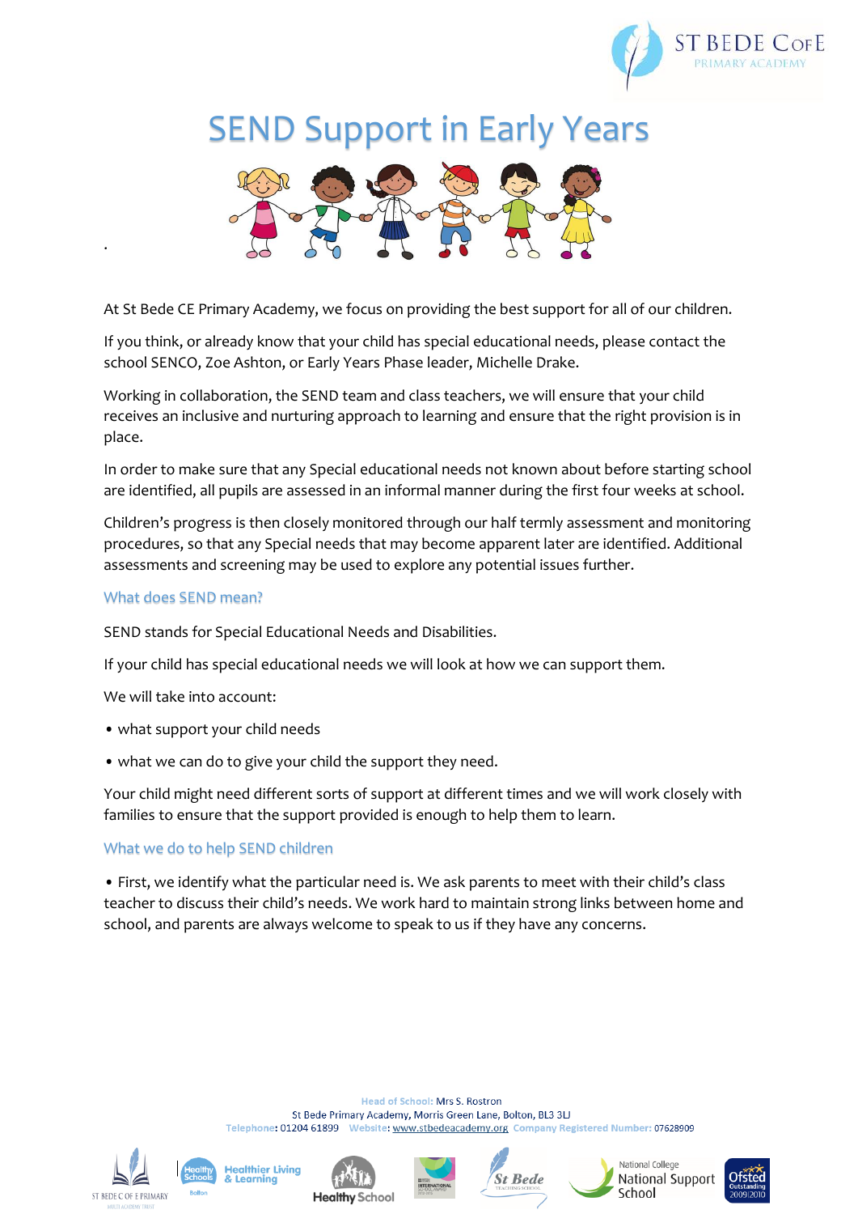# SEND Support in Early Years

At St Bede CE Primary Academy, we focus on providing the best support for all of our children.

If you think, or already know that your child has special educational needs, please contact the school SENCO, Zoe Ashton, or Early Years Phase leader, Michelle Drake.

Working in collaboration, the SEND team and class teachers, we will ensure that your child receives an inclusive and nurturing approach to learning and ensure that the right provision is in place.

In order to make sure that any Special educational needs not known about before starting school are identified, all pupils are assessed in an informal manner during the first four weeks at school.

Children's progress is then closely monitored through our half termly assessment and monitoring procedures, so that any Special needs that may become apparent later are identified. Additional assessments and screening may be used to explore any potential issues further.

## What does SEND mean?

SEND stands for Special Educational Needs and Disabilities.

If your child has special educational needs we will look at how we can support them.

We will take into account:

- what support your child needs
- what we can do to give your child the support they need.

Your child might need different sorts of support at different times and we will work closely with families to ensure that the support provided is enough to help them to learn.

## What we do to help SEND children

- First, we identify what the particular need is. We ask parents to meet with their child's class teacher to discuss their child's needs. We work hard to maintain strong links between home and school, and parents are always welcome to speak to us if they have any concerns.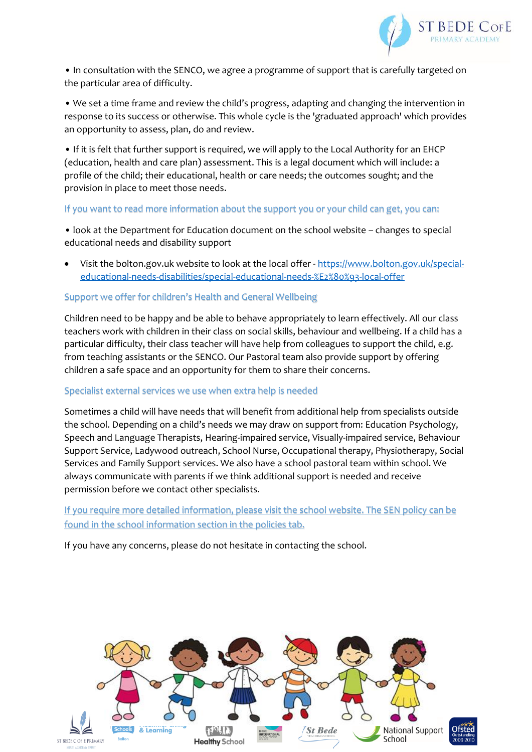- In consultation with the SENCO, we agree a programme of support that is carefully targeted on the particular area of difficulty.
- We set a time frame and review the child's progress, adapting and changing the intervention in response to its success or otherwise. This whole cycle is the 'graduated approach' which provides an opportunity to assess, plan, do and review.
- If it is felt that further support is required, we will apply to the Local Authority for an EHCP (education, health and care plan) assessment. This is a legal document which will include: a profile of the child; their educational, health or care needs; the outcomes sought; and the provision in place to meet those needs.

## If you want to read more information about the support you or your child can get, you can:

- look at the Department for Education document on the school website – changes to special educational needs and disability support
- Visit the bolton.gov.uk website to look at the local offer - [https://www.bolton.gov.uk/special-educational-needs-disabilities/special-educational-needs-%E2%80%93-local-offer](https://www.bolton.gov.uk/special-educational-needs-disabilities/special-educational-needs-%E2%80%93-local-offer)

## Support we offer for children's Health and General Wellbeing

Children need to be happy and be able to behave appropriately to learn effectively. All our class teachers work with children in their class on social skills, behaviour and wellbeing. If a child has a particular difficulty, their class teacher will have help from colleagues to support the child, e.g. from teaching assistants or the SENCO. Our Pastoral team also provide support by offering children a safe space and an opportunity for them to share their concerns.

## Specialist external services we use when extra help is needed

Sometimes a child will have needs that will benefit from additional help from specialists outside the school. Depending on a child's needs we may draw on support from: Education Psychology, Speech and Language Therapists, Hearing-impaired service, Visually-impaired service, Behaviour Support Service, Ladywood outreach, School Nurse, Occupational therapy, Physiotherapy, Social Services and Family Support services. We also have a school pastoral team within school. We always communicate with parents if we think additional support is needed and receive permission before we contact other specialists.

If you require more detailed information, please visit the school website. The SEN policy can be found in the school information section in the policies tab.

If you have any concerns, please do not hesitate in contacting the school.